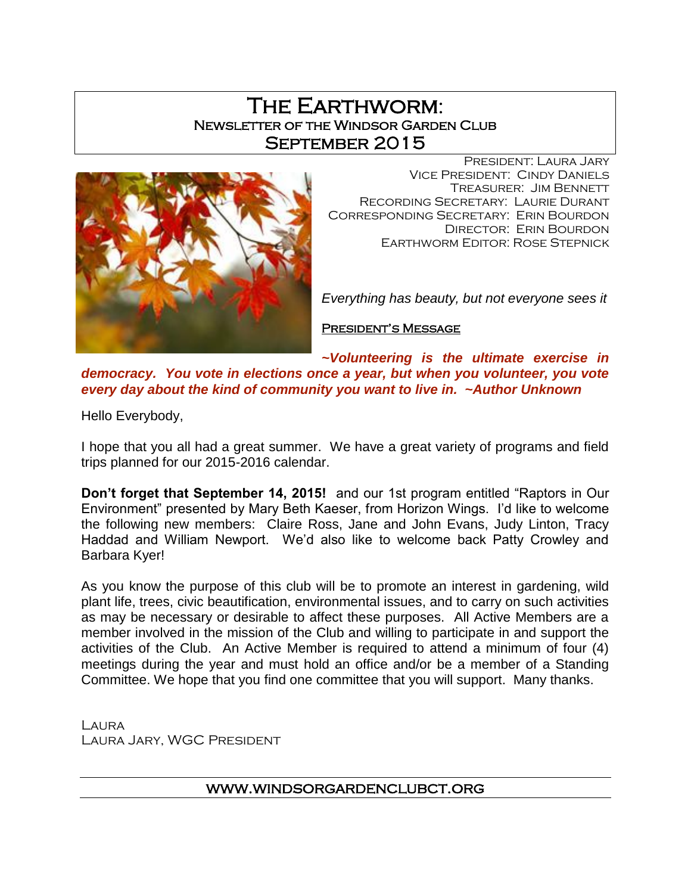# The Earthworm:

## Newsletter of the Windsor Garden Club

## September 2015

President: Laura Jary
Vice President: Cindy Daniels
Treasurer: Jim Bennett
Recording Secretary: Laurie Durant
Corresponding Secretary: Erin Bourdon
Director: Erin Bourdon
Earthworm Editor: Rose Stepnick

*Everything has beauty, but not everyone sees it*

### President's Message

***~Volunteering is the ultimate exercise in democracy. You vote in elections once a year, but when you volunteer, you vote every day about the kind of community you want to live in. ~Author Unknown***

Hello Everybody,

I hope that you all had a great summer. We have a great variety of programs and field trips planned for our 2015-2016 calendar.

**Don't forget that September 14, 2015!** and our 1st program entitled "Raptors in Our Environment" presented by Mary Beth Kaeser, from Horizon Wings. I'd like to welcome the following new members: Claire Ross, Jane and John Evans, Judy Linton, Tracy Haddad and William Newport. We'd also like to welcome back Patty Crowley and Barbara Kyer!

As you know the purpose of this club will be to promote an interest in gardening, wild plant life, trees, civic beautification, environmental issues, and to carry on such activities as may be necessary or desirable to affect these purposes. All Active Members are a member involved in the mission of the Club and willing to participate in and support the activities of the Club. An Active Member is required to attend a minimum of four (4) meetings during the year and must hold an office and/or be a member of a Standing Committee. We hope that you find one committee that you will support. Many thanks.

Laura
Laura Jary, WGC President

---

www.windsorgardenclubct.org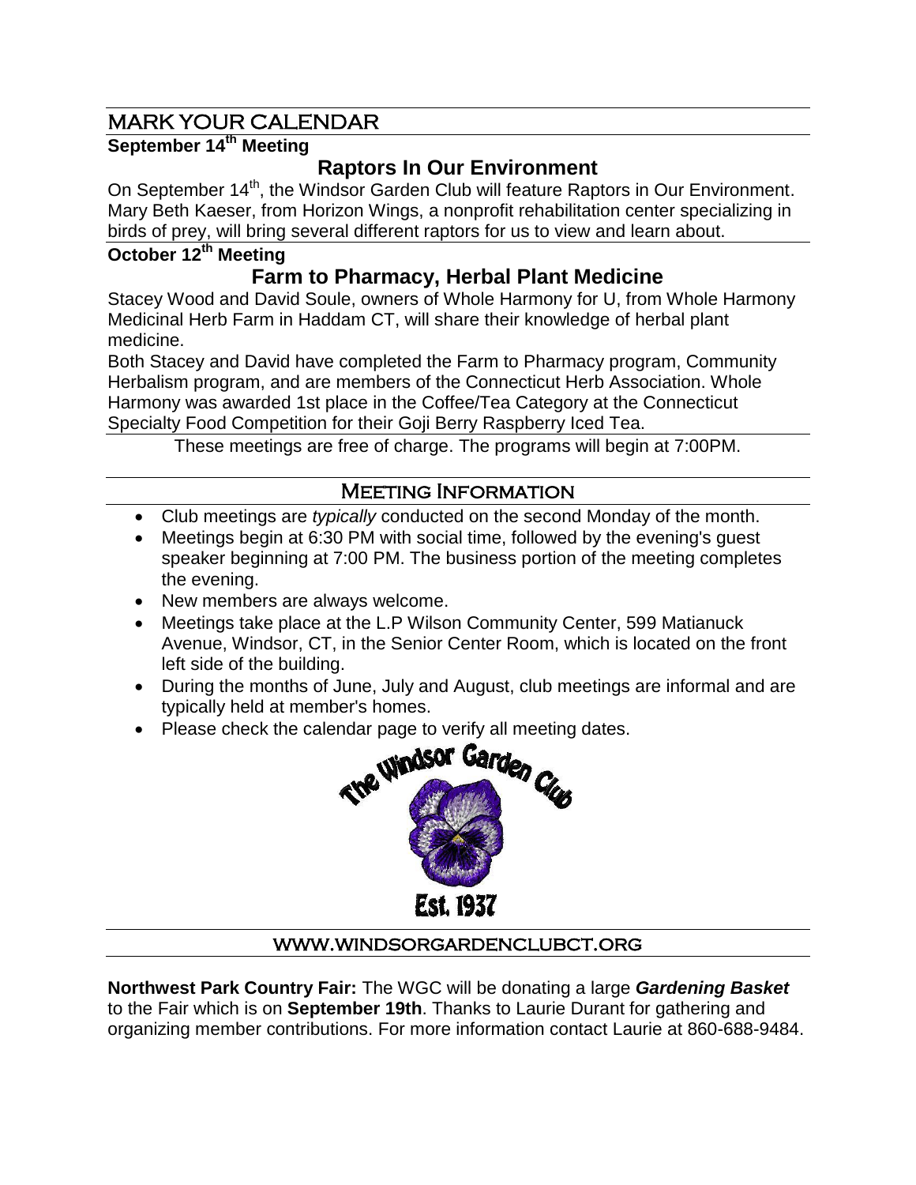## MARK YOUR CALENDAR

**September 14th Meeting**

### Raptors In Our Environment

On September 14th, the Windsor Garden Club will feature Raptors in Our Environment. Mary Beth Kaeser, from Horizon Wings, a nonprofit rehabilitation center specializing in birds of prey, will bring several different raptors for us to view and learn about.

**October 12th Meeting**

### Farm to Pharmacy, Herbal Plant Medicine

Stacey Wood and David Soule, owners of Whole Harmony for U, from Whole Harmony Medicinal Herb Farm in Haddam CT, will share their knowledge of herbal plant medicine.

Both Stacey and David have completed the Farm to Pharmacy program, Community Herbalism program, and are members of the Connecticut Herb Association. Whole Harmony was awarded 1st place in the Coffee/Tea Category at the Connecticut Specialty Food Competition for their Goji Berry Raspberry Iced Tea.

These meetings are free of charge. The programs will begin at 7:00PM.

## Meeting Information

- Club meetings are *typically* conducted on the second Monday of the month.
- Meetings begin at 6:30 PM with social time, followed by the evening's guest speaker beginning at 7:00 PM. The business portion of the meeting completes the evening.
- New members are always welcome.
- Meetings take place at the L.P Wilson Community Center, 599 Matianuck Avenue, Windsor, CT, in the Senior Center Room, which is located on the front left side of the building.
- During the months of June, July and August, club meetings are informal and are typically held at member's homes.
- Please check the calendar page to verify all meeting dates.

The Windsor Garden Club

Est. 1937

WWW.WINDSORGARDENCLUBCT.ORG

**Northwest Park Country Fair:** The WGC will be donating a large ***Gardening Basket*** to the Fair which is on **September 19th**. Thanks to Laurie Durant for gathering and organizing member contributions. For more information contact Laurie at 860-688-9484.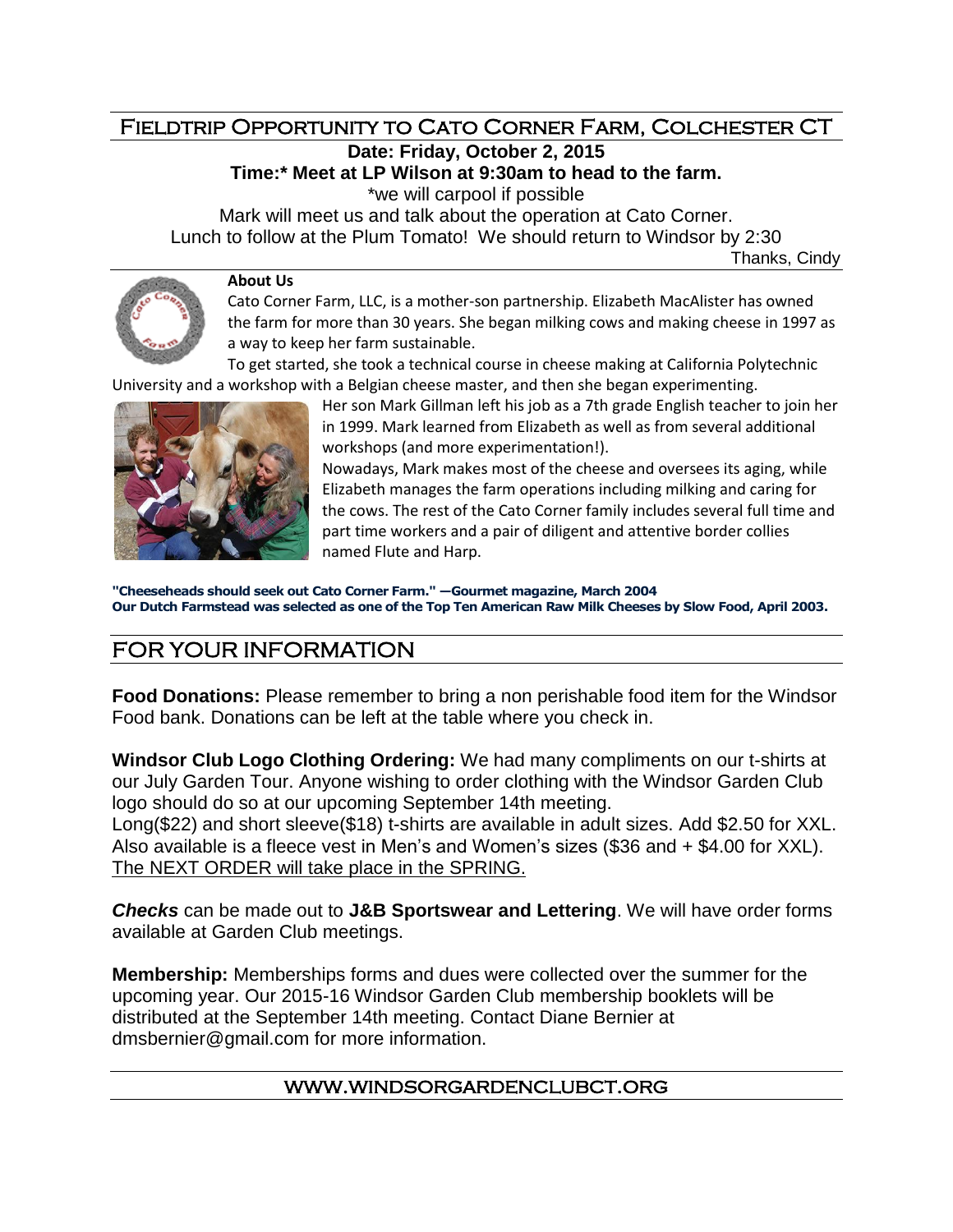## Fieldtrip Opportunity to Cato Corner Farm, Colchester CT

**Date: Friday, October 2, 2015**

**Time:* Meet at LP Wilson at 9:30am to head to the farm.**

*we will carpool if possible

Mark will meet us and talk about the operation at Cato Corner.

Lunch to follow at the Plum Tomato! We should return to Windsor by 2:30

Thanks, Cindy

**About Us**

Cato Corner Farm, LLC, is a mother-son partnership. Elizabeth MacAlister has owned the farm for more than 30 years. She began milking cows and making cheese in 1997 as a way to keep her farm sustainable.

To get started, she took a technical course in cheese making at California Polytechnic University and a workshop with a Belgian cheese master, and then she began experimenting.

Her son Mark Gillman left his job as a 7th grade English teacher to join her in 1999. Mark learned from Elizabeth as well as from several additional workshops (and more experimentation!).

Nowadays, Mark makes most of the cheese and oversees its aging, while Elizabeth manages the farm operations including milking and caring for the cows. The rest of the Cato Corner family includes several full time and part time workers and a pair of diligent and attentive border collies named Flute and Harp.

**"Cheeseheads should seek out Cato Corner Farm." —Gourmet magazine, March 2004**
**Our Dutch Farmstead was selected as one of the Top Ten American Raw Milk Cheeses by Slow Food, April 2003.**

## FOR YOUR INFORMATION

**Food Donations:** Please remember to bring a non perishable food item for the Windsor Food bank. Donations can be left at the table where you check in.

**Windsor Club Logo Clothing Ordering:** We had many compliments on our t-shirts at our July Garden Tour. Anyone wishing to order clothing with the Windsor Garden Club logo should do so at our upcoming September 14th meeting.
Long($22) and short sleeve($18) t-shirts are available in adult sizes. Add $2.50 for XXL. Also available is a fleece vest in Men's and Women's sizes ($36 and + $4.00 for XXL). <u>The NEXT ORDER will take place in the SPRING.</u>

***Checks*** can be made out to **J&B Sportswear and Lettering**. We will have order forms available at Garden Club meetings.

**Membership:** Memberships forms and dues were collected over the summer for the upcoming year. Our 2015-16 Windsor Garden Club membership booklets will be distributed at the September 14th meeting. Contact Diane Bernier at dmsbernier@gmail.com for more information.

WWW.WINDSORGARDENCLUBCT.ORG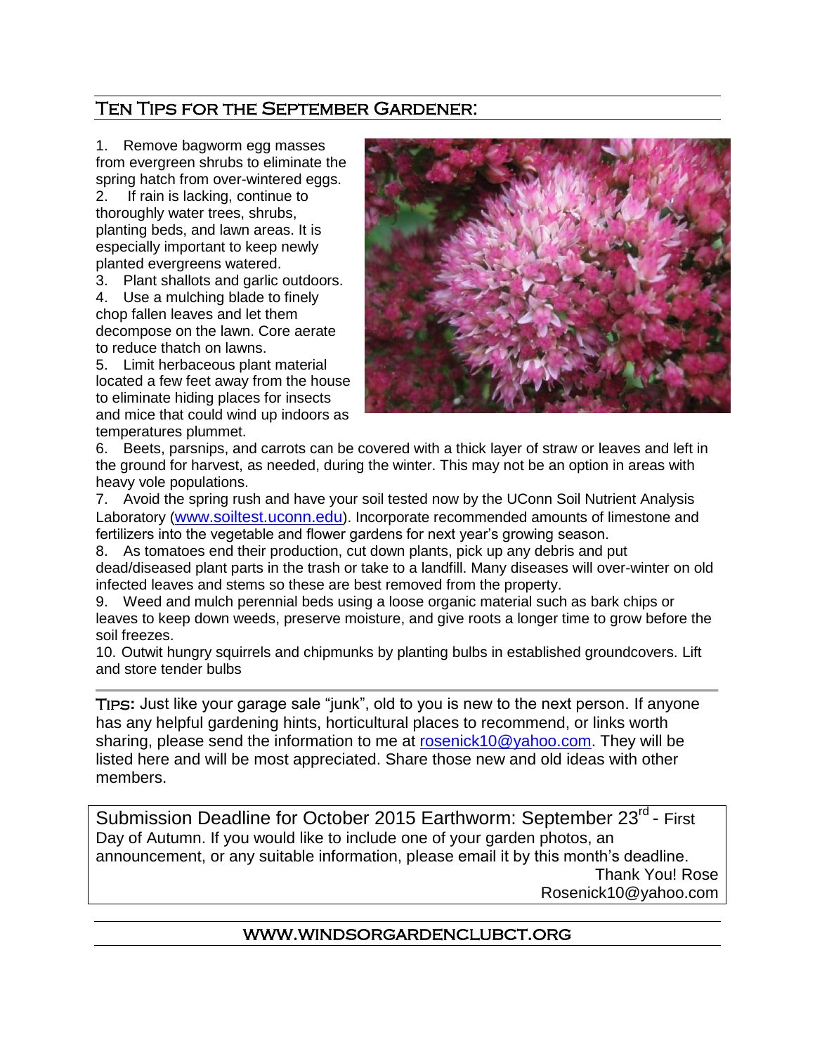## Ten Tips for the September Gardener:

1. Remove bagworm egg masses from evergreen shrubs to eliminate the spring hatch from over-wintered eggs.
2. If rain is lacking, continue to thoroughly water trees, shrubs, planting beds, and lawn areas. It is especially important to keep newly planted evergreens watered.
3. Plant shallots and garlic outdoors.
4. Use a mulching blade to finely chop fallen leaves and let them decompose on the lawn. Core aerate to reduce thatch on lawns.
5. Limit herbaceous plant material located a few feet away from the house to eliminate hiding places for insects and mice that could wind up indoors as temperatures plummet.
6. Beets, parsnips, and carrots can be covered with a thick layer of straw or leaves and left in the ground for harvest, as needed, during the winter. This may not be an option in areas with heavy vole populations.
7. Avoid the spring rush and have your soil tested now by the UConn Soil Nutrient Analysis Laboratory (www.soiltest.uconn.edu). Incorporate recommended amounts of limestone and fertilizers into the vegetable and flower gardens for next year's growing season.
8. As tomatoes end their production, cut down plants, pick up any debris and put dead/diseased plant parts in the trash or take to a landfill. Many diseases will over-winter on old infected leaves and stems so these are best removed from the property.
9. Weed and mulch perennial beds using a loose organic material such as bark chips or leaves to keep down weeds, preserve moisture, and give roots a longer time to grow before the soil freezes.
10. Outwit hungry squirrels and chipmunks by planting bulbs in established groundcovers. Lift and store tender bulbs

---

**Tips:** Just like your garage sale "junk", old to you is new to the next person. If anyone has any helpful gardening hints, horticultural places to recommend, or links worth sharing, please send the information to me at rosenick10@yahoo.com. They will be listed here and will be most appreciated. Share those new and old ideas with other members.

Submission Deadline for October 2015 Earthworm: September 23rd - First Day of Autumn. If you would like to include one of your garden photos, an announcement, or any suitable information, please email it by this month's deadline.

Thank You! Rose
Rosenick10@yahoo.com

WWW.WINDSORGARDENCLUBCT.ORG